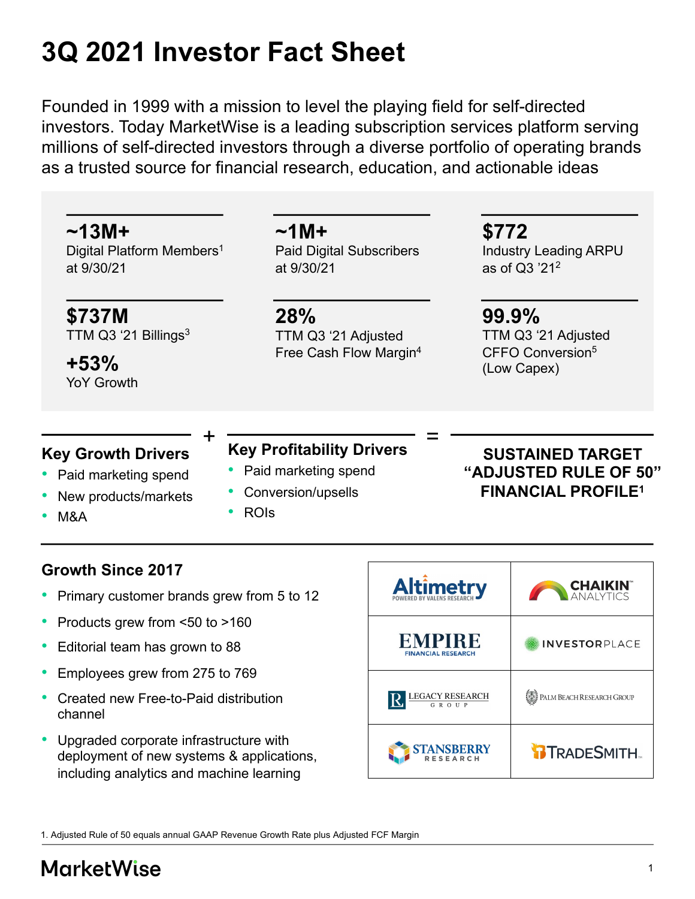# 3Q 2021 Investor Fact Sheet

Founded in 1999 with a mission to level the playing field for self-directed investors. Today MarketWise is a leading subscription services platform serving millions of self-directed investors through a diverse portfolio of operating brands as a trusted source for financial research, education, and actionable ideas

**~13M+**
Digital Platform Members[1] at 9/30/21

**~1M+**
Paid Digital Subscribers at 9/30/21

**$772**
Industry Leading ARPU as of Q3 '21[2]

**$737M**
TTM Q3 '21 Billings[3]

**+53%**
YoY Growth

**28%**
TTM Q3 '21 Adjusted Free Cash Flow Margin[4]

**99.9%**
TTM Q3 '21 Adjusted CFFO Conversion[5] (Low Capex)

### Key Growth Drivers
- Paid marketing spend
- New products/markets
- M&A

+

### Key Profitability Drivers
- Paid marketing spend
- Conversion/upsells
- ROIs

=

**SUSTAINED TARGET "ADJUSTED RULE OF 50" FINANCIAL PROFILE[1]**

### Growth Since 2017
- Primary customer brands grew from 5 to 12
- Products grew from <50 to >160
- Editorial team has grown to 88
- Employees grew from 275 to 769
- Created new Free-to-Paid distribution channel
- Upgraded corporate infrastructure with deployment of new systems & applications, including analytics and machine learning

| | |
|---|---|
| Altimetry (Powered by Valens Research) | Chaikin Analytics |
| Empire Financial Research | InvestorPlace |
| Legacy Research Group | Palm Beach Research Group |
| Stansberry Research | TradeSmith |

1. Adjusted Rule of 50 equals annual GAAP Revenue Growth Rate plus Adjusted FCF Margin

MarketWise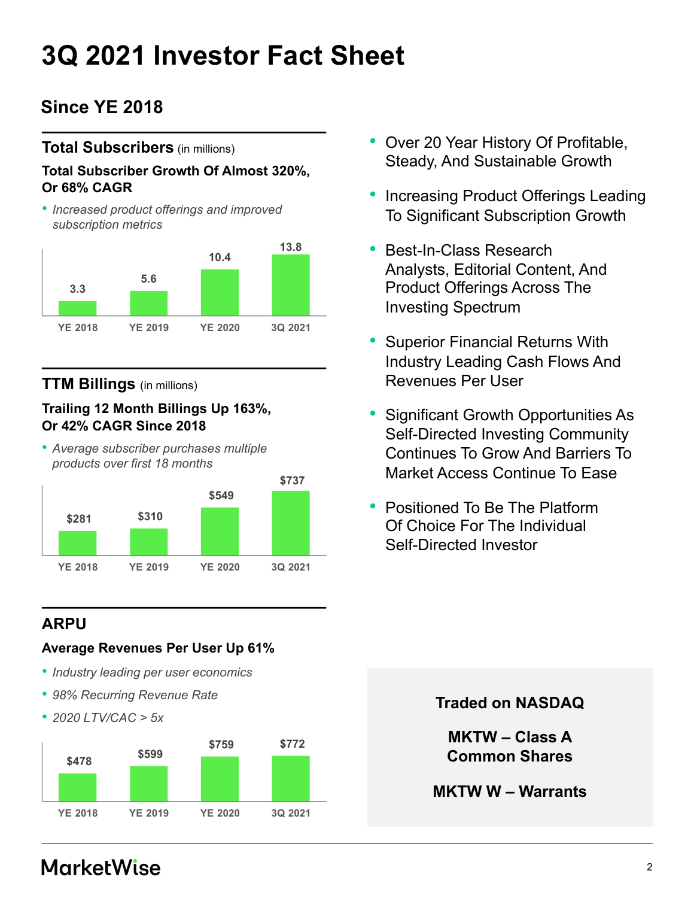# 3Q 2021 Investor Fact Sheet

## Since YE 2018

### Total Subscribers (in millions)

**Total Subscriber Growth Of Almost 320%, Or 68% CAGR**

- *Increased product offerings and improved subscription metrics*

3.3
5.6
10.4
13.8
YE 2018
YE 2019
YE 2020
3Q 2021

### TTM Billings (in millions)

**Trailing 12 Month Billings Up 163%, Or 42% CAGR Since 2018**

- *Average subscriber purchases multiple products over first 18 months*

$281
$310
$549
$737
YE 2018
YE 2019
YE 2020
3Q 2021

### ARPU

**Average Revenues Per User Up 61%**

- *Industry leading per user economics*
- *98% Recurring Revenue Rate*
- *2020 LTV/CAC > 5x*

$478
$599
$759
$772
YE 2018
YE 2019
YE 2020
3Q 2021

- Over 20 Year History Of Profitable, Steady, And Sustainable Growth
- Increasing Product Offerings Leading To Significant Subscription Growth
- Best-In-Class Research Analysts, Editorial Content, And Product Offerings Across The Investing Spectrum
- Superior Financial Returns With Industry Leading Cash Flows And Revenues Per User
- Significant Growth Opportunities As Self-Directed Investing Community Continues To Grow And Barriers To Market Access Continue To Ease
- Positioned To Be The Platform Of Choice For The Individual Self-Directed Investor

**Traded on NASDAQ**

**MKTW – Class A Common Shares**

**MKTW W – Warrants**

MarketWise